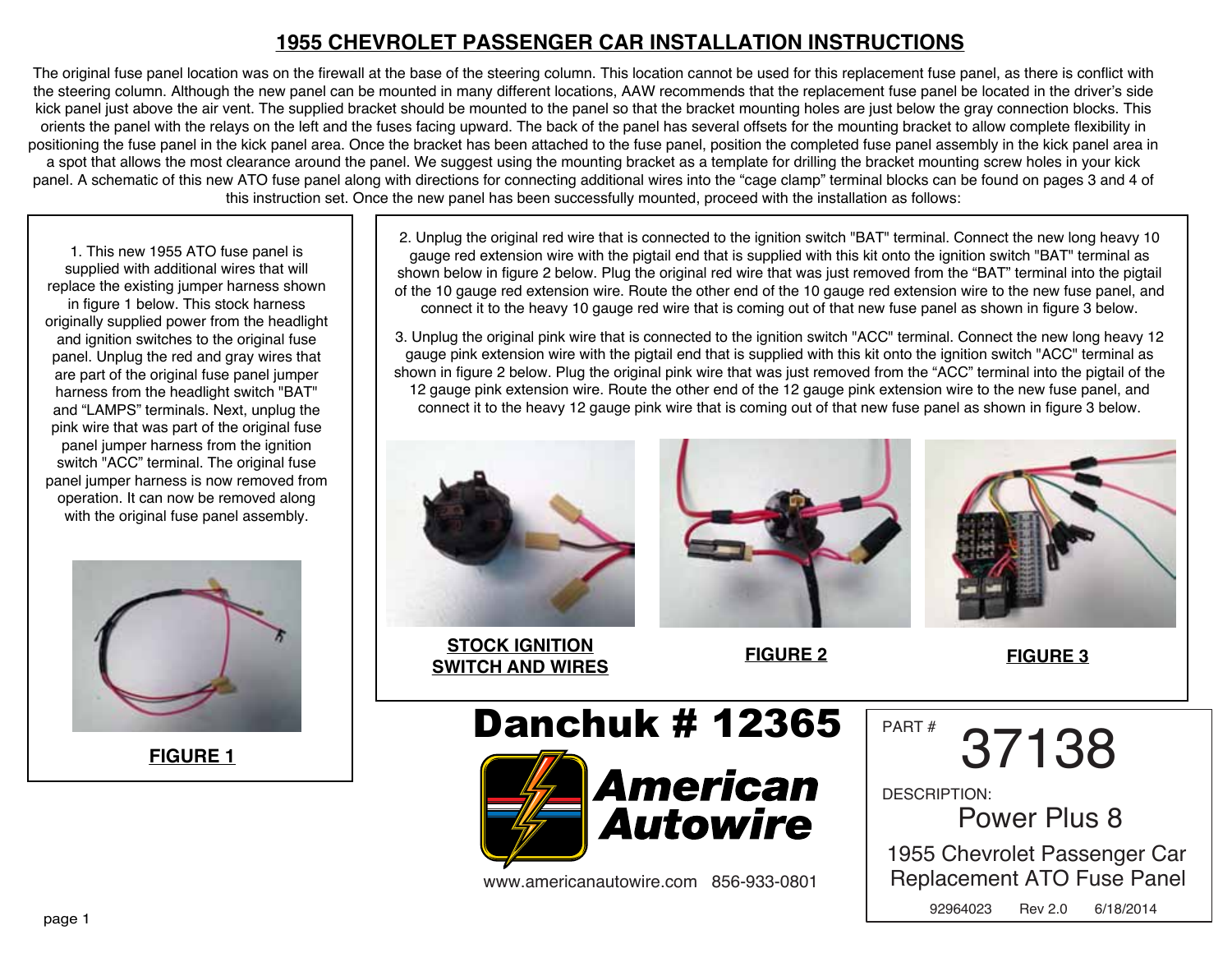# 1955 CHEVROLET PASSENGER CAR INSTALLATION INSTRUCTIONS

The original fuse panel location was on the firewall at the base of the steering column. This location cannot be used for this replacement fuse panel, as there is conflict with the steering column. Although the new panel can be mounted in many different locations, AAW recommends that the replacement fuse panel be located in the driver's side kick panel just above the air vent. The supplied bracket should be mounted to the panel so that the bracket mounting holes are just below the gray connection blocks. This orients the panel with the relays on the left and the fuses facing upward. The back of the panel has several offsets for the mounting bracket to allow complete flexibility in positioning the fuse panel in the kick panel area. Once the bracket has been attached to the fuse panel, position the completed fuse panel assembly in the kick panel area in a spot that allows the most clearance around the panel. We suggest using the mounting bracket as a template for drilling the bracket mounting screw holes in your kick panel. A schematic of this new ATO fuse panel along with directions for connecting additional wires into the "cage clamp" terminal blocks can be found on pages 3 and 4 of this instruction set. Once the new panel has been successfully mounted, proceed with the installation as follows:

1. This new 1955 ATO fuse panel is supplied with additional wires that will replace the existing jumper harness shown in figure 1 below. This stock harness originally supplied power from the headlight and ignition switches to the original fuse panel. Unplug the red and gray wires that are part of the original fuse panel jumper harness from the headlight switch "BAT" and "LAMPS" terminals. Next, unplug the pink wire that was part of the original fuse panel jumper harness from the ignition switch "ACC" terminal. The original fuse panel jumper harness is now removed from operation. It can now be removed along with the original fuse panel assembly.

**FIGURE 1**

2. Unplug the original red wire that is connected to the ignition switch "BAT" terminal. Connect the new long heavy 10 gauge red extension wire with the pigtail end that is supplied with this kit onto the ignition switch "BAT" terminal as shown below in figure 2 below. Plug the original red wire that was just removed from the "BAT" terminal into the pigtail of the 10 gauge red extension wire. Route the other end of the 10 gauge red extension wire to the new fuse panel, and connect it to the heavy 10 gauge red wire that is coming out of that new fuse panel as shown in figure 3 below.

3. Unplug the original pink wire that is connected to the ignition switch "ACC" terminal. Connect the new long heavy 12 gauge pink extension wire with the pigtail end that is supplied with this kit onto the ignition switch "ACC" terminal as shown in figure 2 below. Plug the original pink wire that was just removed from the "ACC" terminal into the pigtail of the 12 gauge pink extension wire. Route the other end of the 12 gauge pink extension wire to the new fuse panel, and connect it to the heavy 12 gauge pink wire that is coming out of that new fuse panel as shown in figure 3 below.

**STOCK IGNITION SWITCH AND WIRES**

**FIGURE 2**

**FIGURE 3**

**Danchuk # 12365**

**American Autowire**

www.americanautowire.com 856-933-0801

PART # 37138

DESCRIPTION: Power Plus 8

1955 Chevrolet Passenger Car Replacement ATO Fuse Panel

92964023 Rev 2.0 6/18/2014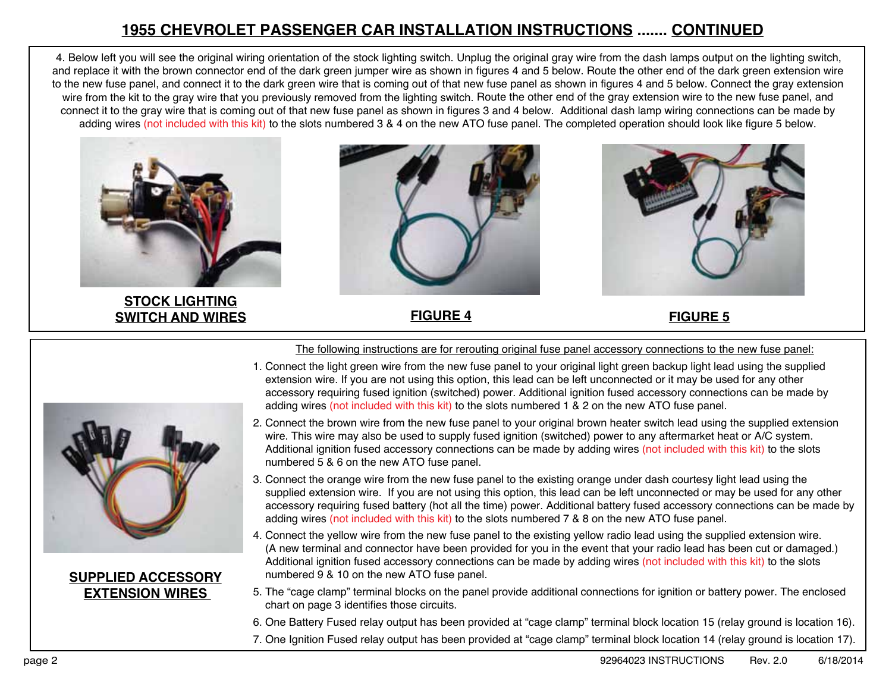# 1955 CHEVROLET PASSENGER CAR INSTALLATION INSTRUCTIONS ....... CONTINUED

4. Below left you will see the original wiring orientation of the stock lighting switch. Unplug the original gray wire from the dash lamps output on the lighting switch, and replace it with the brown connector end of the dark green jumper wire as shown in figures 4 and 5 below. Route the other end of the dark green extension wire to the new fuse panel, and connect it to the dark green wire that is coming out of that new fuse panel as shown in figures 4 and 5 below. Connect the gray extension wire from the kit to the gray wire that you previously removed from the lighting switch. Route the other end of the gray extension wire to the new fuse panel, and connect it to the gray wire that is coming out of that new fuse panel as shown in figures 3 and 4 below. Additional dash lamp wiring connections can be made by adding wires (not included with this kit) to the slots numbered 3 & 4 on the new ATO fuse panel. The completed operation should look like figure 5 below.

**STOCK LIGHTING SWITCH AND WIRES**

**FIGURE 4**

**FIGURE 5**

**SUPPLIED ACCESSORY EXTENSION WIRES**

The following instructions are for rerouting original fuse panel accessory connections to the new fuse panel:

1. Connect the light green wire from the new fuse panel to your original light green backup light lead using the supplied extension wire. If you are not using this option, this lead can be left unconnected or it may be used for any other accessory requiring fused ignition (switched) power. Additional ignition fused accessory connections can be made by adding wires (not included with this kit) to the slots numbered 1 & 2 on the new ATO fuse panel.
2. Connect the brown wire from the new fuse panel to your original brown heater switch lead using the supplied extension wire. This wire may also be used to supply fused ignition (switched) power to any aftermarket heat or A/C system. Additional ignition fused accessory connections can be made by adding wires (not included with this kit) to the slots numbered 5 & 6 on the new ATO fuse panel.
3. Connect the orange wire from the new fuse panel to the existing orange under dash courtesy light lead using the supplied extension wire. If you are not using this option, this lead can be left unconnected or may be used for any other accessory requiring fused battery (hot all the time) power. Additional battery fused accessory connections can be made by adding wires (not included with this kit) to the slots numbered 7 & 8 on the new ATO fuse panel.
4. Connect the yellow wire from the new fuse panel to the existing yellow radio lead using the supplied extension wire. (A new terminal and connector have been provided for you in the event that your radio lead has been cut or damaged.) Additional ignition fused accessory connections can be made by adding wires (not included with this kit) to the slots numbered 9 & 10 on the new ATO fuse panel.
5. The "cage clamp" terminal blocks on the panel provide additional connections for ignition or battery power. The enclosed chart on page 3 identifies those circuits.
6. One Battery Fused relay output has been provided at "cage clamp" terminal block location 15 (relay ground is location 16).
7. One Ignition Fused relay output has been provided at "cage clamp" terminal block location 14 (relay ground is location 17).

92964023 INSTRUCTIONS Rev. 2.0 6/18/2014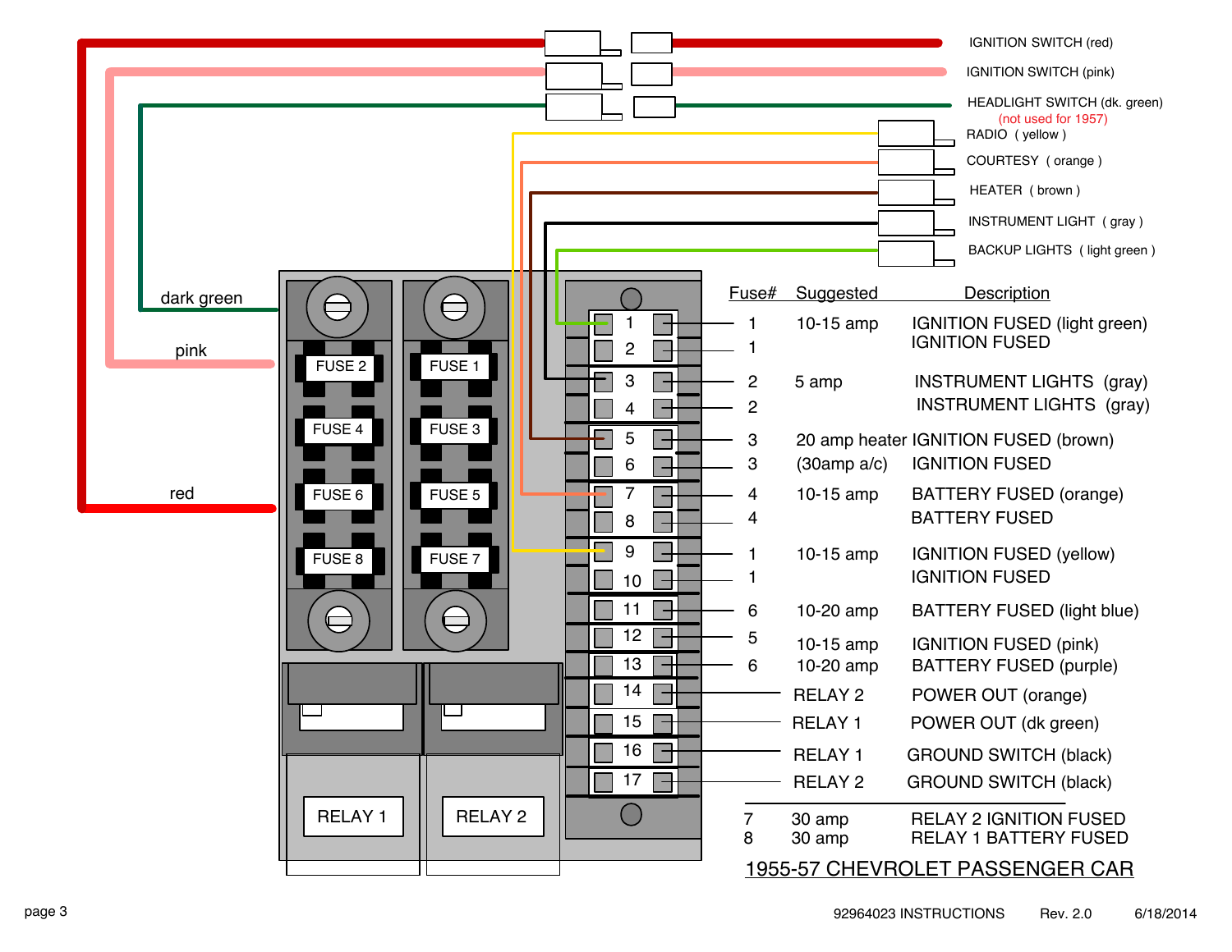IGNITION SWITCH (red)

IGNITION SWITCH (pink)

HEADLIGHT SWITCH (dk. green)
(not used for 1957)

RADIO ( yellow )

COURTESY ( orange )

HEATER ( brown )

INSTRUMENT LIGHT ( gray )

BACKUP LIGHTS ( light green )

dark green

pink

red

FUSE 1, FUSE 2, FUSE 3, FUSE 4, FUSE 5, FUSE 6, FUSE 7, FUSE 8

RELAY 1 RELAY 2

| Terminal | Fuse# | Suggested | Description |
|---|---|---|---|
| 1 | 1 | 10-15 amp | IGNITION FUSED (light green) |
| 2 | 1 | | IGNITION FUSED |
| 3 | 2 | 5 amp | INSTRUMENT LIGHTS (gray) |
| 4 | 2 | | INSTRUMENT LIGHTS (gray) |
| 5 | 3 | 20 amp heater | IGNITION FUSED (brown) |
| 6 | 3 | (30amp a/c) | IGNITION FUSED |
| 7 | 4 | 10-15 amp | BATTERY FUSED (orange) |
| 8 | 4 | | BATTERY FUSED |
| 9 | 1 | 10-15 amp | IGNITION FUSED (yellow) |
| 10 | 1 | | IGNITION FUSED |
| 11 | 6 | 10-20 amp | BATTERY FUSED (light blue) |
| 12 | 5 | 10-15 amp | IGNITION FUSED (pink) |
| 13 | 6 | 10-20 amp | BATTERY FUSED (purple) |
| 14 | RELAY 2 | | POWER OUT (orange) |
| 15 | RELAY 1 | | POWER OUT (dk green) |
| 16 | RELAY 1 | | GROUND SWITCH (black) |
| 17 | RELAY 2 | | GROUND SWITCH (black) |

| Fuse# | Suggested | Description |
|---|---|---|
| 7 | 30 amp | RELAY 2 IGNITION FUSED |
| 8 | 30 amp | RELAY 1 BATTERY FUSED |

## 1955-57 CHEVROLET PASSENGER CAR

92964023 INSTRUCTIONS Rev. 2.0 6/18/2014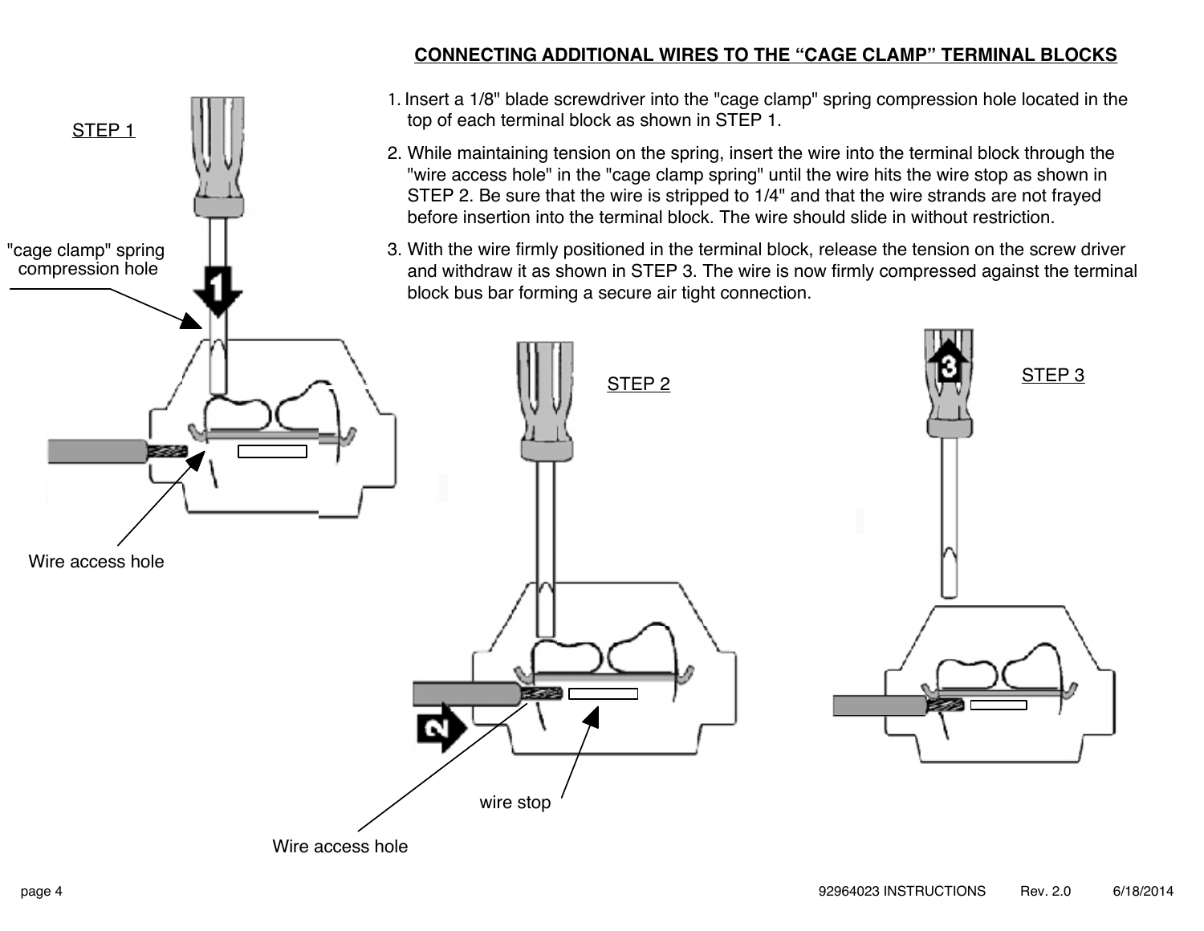## CONNECTING ADDITIONAL WIRES TO THE “CAGE CLAMP” TERMINAL BLOCKS

1. Insert a 1/8" blade screwdriver into the "cage clamp" spring compression hole located in the top of each terminal block as shown in STEP 1.
2. While maintaining tension on the spring, insert the wire into the terminal block through the "wire access hole" in the "cage clamp spring" until the wire hits the wire stop as shown in STEP 2. Be sure that the wire is stripped to 1/4" and that the wire strands are not frayed before insertion into the terminal block. The wire should slide in without restriction.
3. With the wire firmly positioned in the terminal block, release the tension on the screw driver and withdraw it as shown in STEP 3. The wire is now firmly compressed against the terminal block bus bar forming a secure air tight connection.

STEP 1

"cage clamp" spring compression hole

Wire access hole

STEP 2

wire stop

Wire access hole

STEP 3